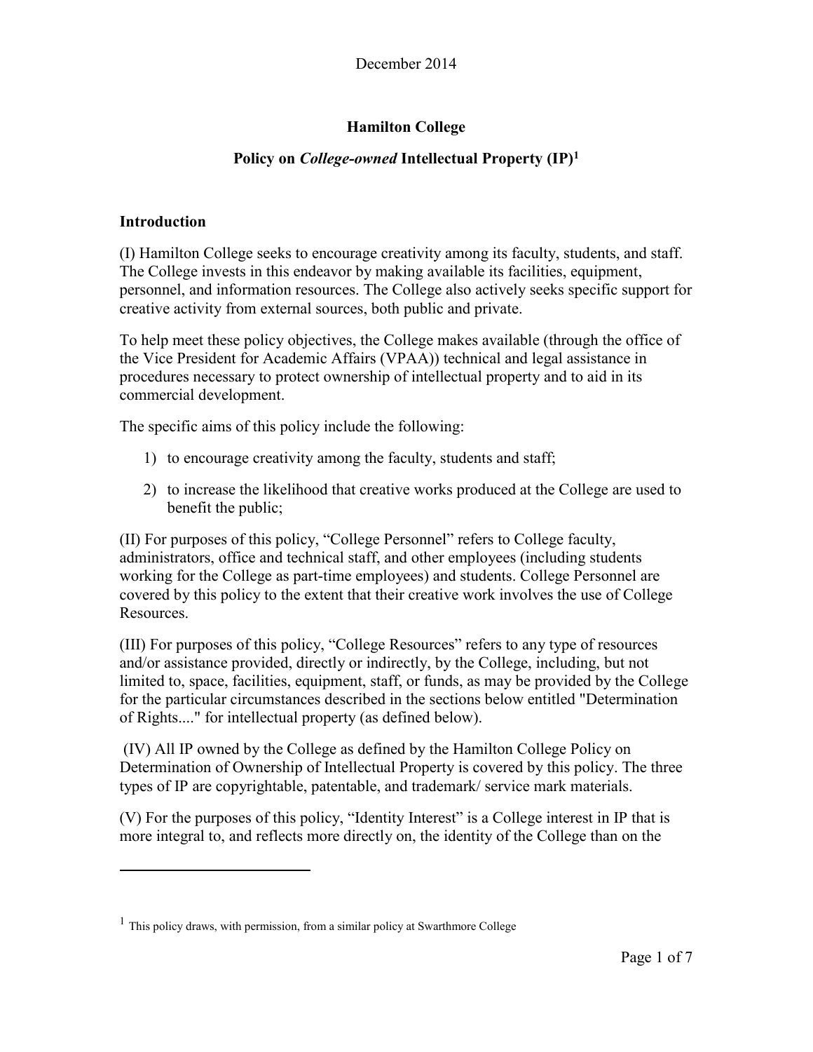December 2014

# Hamilton College

## Policy on *College-owned* Intellectual Property (IP)[1]

### Introduction

(I) Hamilton College seeks to encourage creativity among its faculty, students, and staff. The College invests in this endeavor by making available its facilities, equipment, personnel, and information resources. The College also actively seeks specific support for creative activity from external sources, both public and private.

To help meet these policy objectives, the College makes available (through the office of the Vice President for Academic Affairs (VPAA)) technical and legal assistance in procedures necessary to protect ownership of intellectual property and to aid in its commercial development.

The specific aims of this policy include the following:

1) to encourage creativity among the faculty, students and staff;
2) to increase the likelihood that creative works produced at the College are used to benefit the public;

(II) For purposes of this policy, "College Personnel" refers to College faculty, administrators, office and technical staff, and other employees (including students working for the College as part-time employees) and students. College Personnel are covered by this policy to the extent that their creative work involves the use of College Resources.

(III) For purposes of this policy, "College Resources" refers to any type of resources and/or assistance provided, directly or indirectly, by the College, including, but not limited to, space, facilities, equipment, staff, or funds, as may be provided by the College for the particular circumstances described in the sections below entitled "Determination of Rights...." for intellectual property (as defined below).

(IV) All IP owned by the College as defined by the Hamilton College Policy on Determination of Ownership of Intellectual Property is covered by this policy. The three types of IP are copyrightable, patentable, and trademark/ service mark materials.

(V) For the purposes of this policy, "Identity Interest" is a College interest in IP that is more integral to, and reflects more directly on, the identity of the College than on the

[1] This policy draws, with permission, from a similar policy at Swarthmore College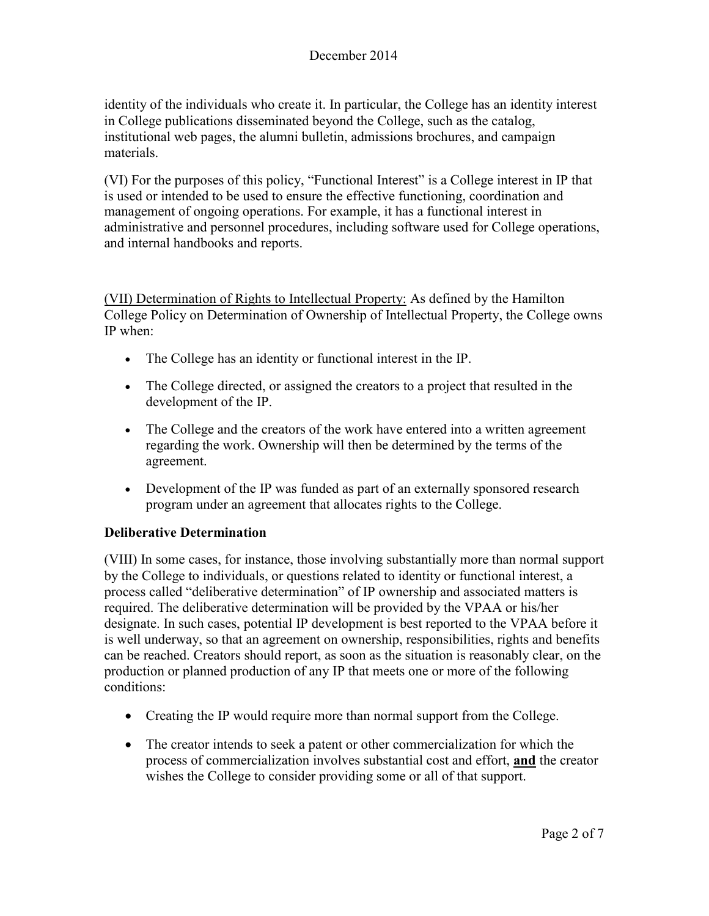identity of the individuals who create it. In particular, the College has an identity interest in College publications disseminated beyond the College, such as the catalog, institutional web pages, the alumni bulletin, admissions brochures, and campaign materials.

(VI) For the purposes of this policy, "Functional Interest" is a College interest in IP that is used or intended to be used to ensure the effective functioning, coordination and management of ongoing operations. For example, it has a functional interest in administrative and personnel procedures, including software used for College operations, and internal handbooks and reports.

(VII) Determination of Rights to Intellectual Property: As defined by the Hamilton College Policy on Determination of Ownership of Intellectual Property, the College owns IP when:

- The College has an identity or functional interest in the IP.
- The College directed, or assigned the creators to a project that resulted in the development of the IP.
- The College and the creators of the work have entered into a written agreement regarding the work. Ownership will then be determined by the terms of the agreement.
- Development of the IP was funded as part of an externally sponsored research program under an agreement that allocates rights to the College.

**Deliberative Determination**

(VIII) In some cases, for instance, those involving substantially more than normal support by the College to individuals, or questions related to identity or functional interest, a process called "deliberative determination" of IP ownership and associated matters is required. The deliberative determination will be provided by the VPAA or his/her designate. In such cases, potential IP development is best reported to the VPAA before it is well underway, so that an agreement on ownership, responsibilities, rights and benefits can be reached. Creators should report, as soon as the situation is reasonably clear, on the production or planned production of any IP that meets one or more of the following conditions:

- Creating the IP would require more than normal support from the College.
- The creator intends to seek a patent or other commercialization for which the process of commercialization involves substantial cost and effort, **and** the creator wishes the College to consider providing some or all of that support.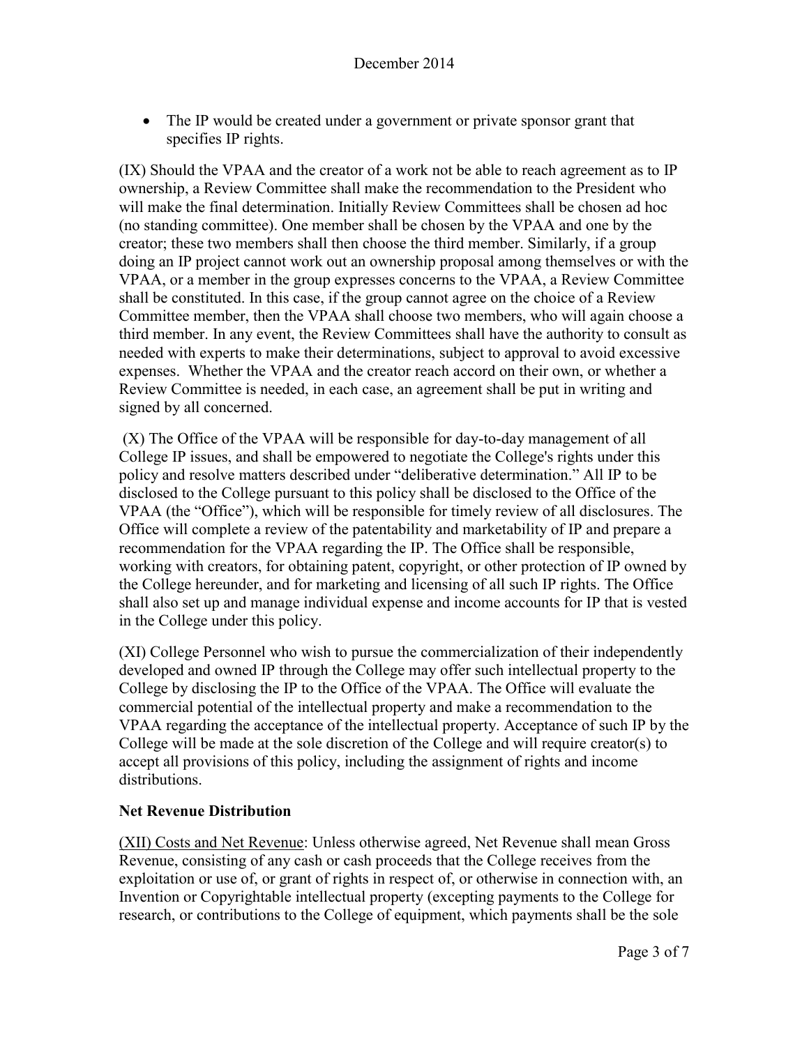- The IP would be created under a government or private sponsor grant that specifies IP rights.

(IX) Should the VPAA and the creator of a work not be able to reach agreement as to IP ownership, a Review Committee shall make the recommendation to the President who will make the final determination. Initially Review Committees shall be chosen ad hoc (no standing committee). One member shall be chosen by the VPAA and one by the creator; these two members shall then choose the third member. Similarly, if a group doing an IP project cannot work out an ownership proposal among themselves or with the VPAA, or a member in the group expresses concerns to the VPAA, a Review Committee shall be constituted. In this case, if the group cannot agree on the choice of a Review Committee member, then the VPAA shall choose two members, who will again choose a third member. In any event, the Review Committees shall have the authority to consult as needed with experts to make their determinations, subject to approval to avoid excessive expenses. Whether the VPAA and the creator reach accord on their own, or whether a Review Committee is needed, in each case, an agreement shall be put in writing and signed by all concerned.

(X) The Office of the VPAA will be responsible for day-to-day management of all College IP issues, and shall be empowered to negotiate the College's rights under this policy and resolve matters described under "deliberative determination." All IP to be disclosed to the College pursuant to this policy shall be disclosed to the Office of the VPAA (the "Office"), which will be responsible for timely review of all disclosures. The Office will complete a review of the patentability and marketability of IP and prepare a recommendation for the VPAA regarding the IP. The Office shall be responsible, working with creators, for obtaining patent, copyright, or other protection of IP owned by the College hereunder, and for marketing and licensing of all such IP rights. The Office shall also set up and manage individual expense and income accounts for IP that is vested in the College under this policy.

(XI) College Personnel who wish to pursue the commercialization of their independently developed and owned IP through the College may offer such intellectual property to the College by disclosing the IP to the Office of the VPAA. The Office will evaluate the commercial potential of the intellectual property and make a recommendation to the VPAA regarding the acceptance of the intellectual property. Acceptance of such IP by the College will be made at the sole discretion of the College and will require creator(s) to accept all provisions of this policy, including the assignment of rights and income distributions.

**Net Revenue Distribution**

(XII) Costs and Net Revenue: Unless otherwise agreed, Net Revenue shall mean Gross Revenue, consisting of any cash or cash proceeds that the College receives from the exploitation or use of, or grant of rights in respect of, or otherwise in connection with, an Invention or Copyrightable intellectual property (excepting payments to the College for research, or contributions to the College of equipment, which payments shall be the sole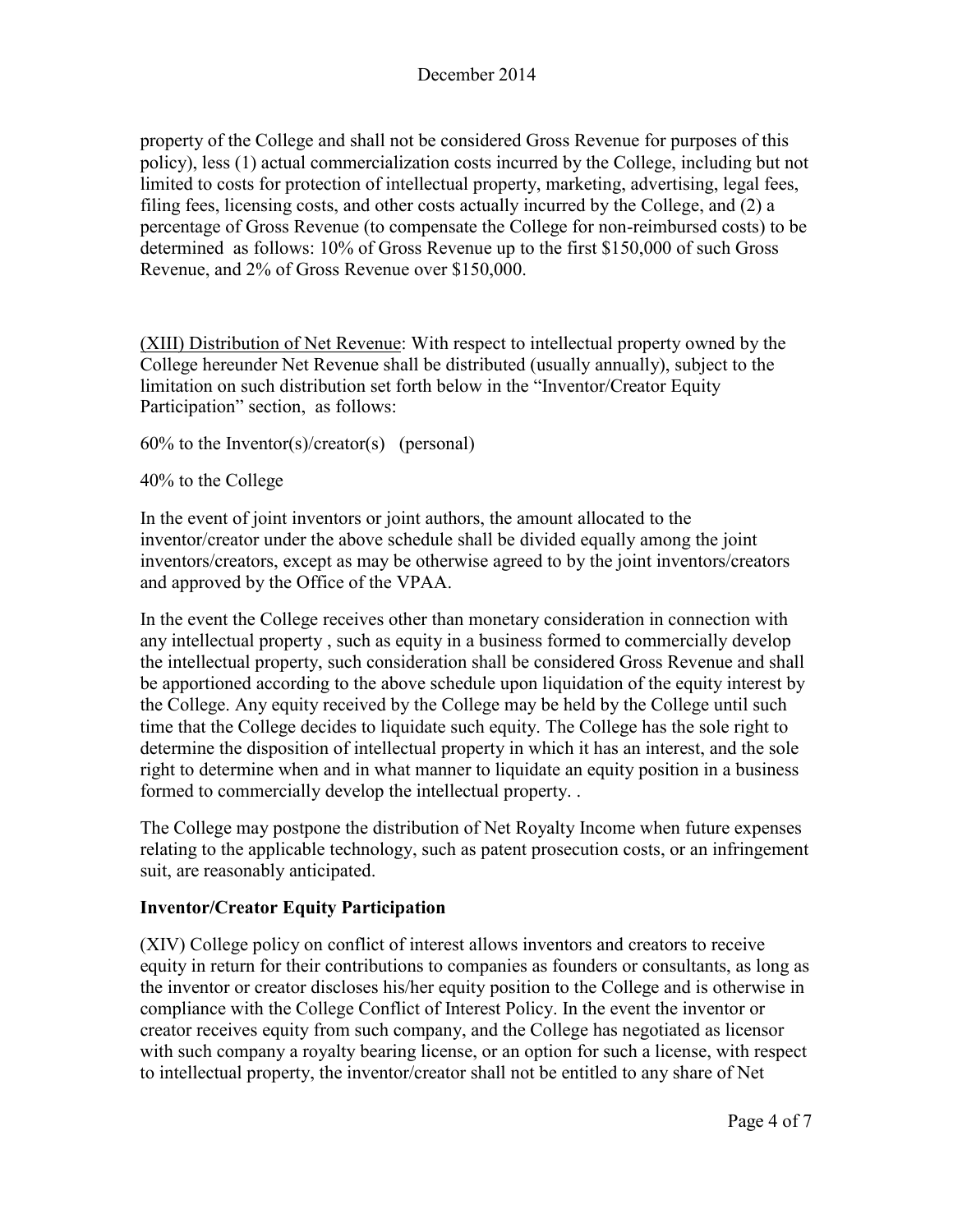property of the College and shall not be considered Gross Revenue for purposes of this policy), less (1) actual commercialization costs incurred by the College, including but not limited to costs for protection of intellectual property, marketing, advertising, legal fees, filing fees, licensing costs, and other costs actually incurred by the College, and (2) a percentage of Gross Revenue (to compensate the College for non-reimbursed costs) to be determined as follows: 10% of Gross Revenue up to the first $150,000 of such Gross Revenue, and 2% of Gross Revenue over $150,000.

(XIII) Distribution of Net Revenue: With respect to intellectual property owned by the College hereunder Net Revenue shall be distributed (usually annually), subject to the limitation on such distribution set forth below in the "Inventor/Creator Equity Participation" section, as follows:

60% to the Inventor(s)/creator(s) (personal)

40% to the College

In the event of joint inventors or joint authors, the amount allocated to the inventor/creator under the above schedule shall be divided equally among the joint inventors/creators, except as may be otherwise agreed to by the joint inventors/creators and approved by the Office of the VPAA.

In the event the College receives other than monetary consideration in connection with any intellectual property , such as equity in a business formed to commercially develop the intellectual property, such consideration shall be considered Gross Revenue and shall be apportioned according to the above schedule upon liquidation of the equity interest by the College. Any equity received by the College may be held by the College until such time that the College decides to liquidate such equity. The College has the sole right to determine the disposition of intellectual property in which it has an interest, and the sole right to determine when and in what manner to liquidate an equity position in a business formed to commercially develop the intellectual property. .

The College may postpone the distribution of Net Royalty Income when future expenses relating to the applicable technology, such as patent prosecution costs, or an infringement suit, are reasonably anticipated.

**Inventor/Creator Equity Participation**

(XIV) College policy on conflict of interest allows inventors and creators to receive equity in return for their contributions to companies as founders or consultants, as long as the inventor or creator discloses his/her equity position to the College and is otherwise in compliance with the College Conflict of Interest Policy. In the event the inventor or creator receives equity from such company, and the College has negotiated as licensor with such company a royalty bearing license, or an option for such a license, with respect to intellectual property, the inventor/creator shall not be entitled to any share of Net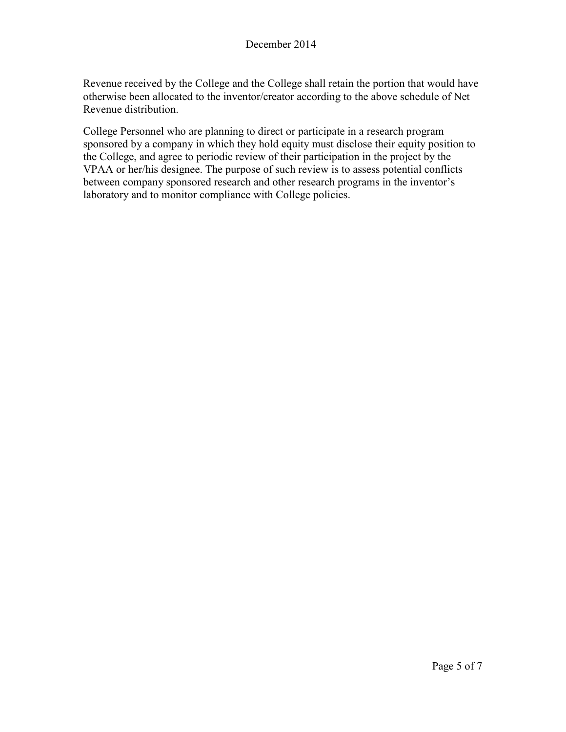Revenue received by the College and the College shall retain the portion that would have otherwise been allocated to the inventor/creator according to the above schedule of Net Revenue distribution.

College Personnel who are planning to direct or participate in a research program sponsored by a company in which they hold equity must disclose their equity position to the College, and agree to periodic review of their participation in the project by the VPAA or her/his designee. The purpose of such review is to assess potential conflicts between company sponsored research and other research programs in the inventor's laboratory and to monitor compliance with College policies.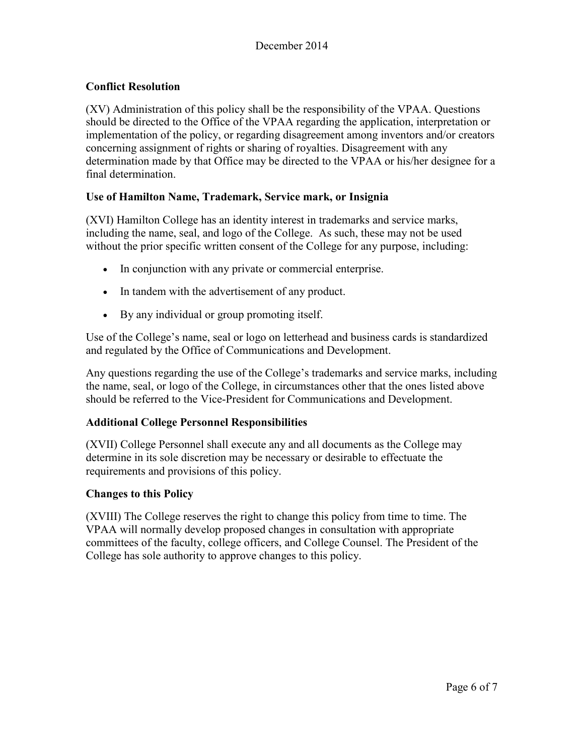## Conflict Resolution

(XV) Administration of this policy shall be the responsibility of the VPAA. Questions should be directed to the Office of the VPAA regarding the application, interpretation or implementation of the policy, or regarding disagreement among inventors and/or creators concerning assignment of rights or sharing of royalties. Disagreement with any determination made by that Office may be directed to the VPAA or his/her designee for a final determination.

## Use of Hamilton Name, Trademark, Service mark, or Insignia

(XVI) Hamilton College has an identity interest in trademarks and service marks, including the name, seal, and logo of the College. As such, these may not be used without the prior specific written consent of the College for any purpose, including:

- In conjunction with any private or commercial enterprise.
- In tandem with the advertisement of any product.
- By any individual or group promoting itself.

Use of the College's name, seal or logo on letterhead and business cards is standardized and regulated by the Office of Communications and Development.

Any questions regarding the use of the College's trademarks and service marks, including the name, seal, or logo of the College, in circumstances other that the ones listed above should be referred to the Vice-President for Communications and Development.

## Additional College Personnel Responsibilities

(XVII) College Personnel shall execute any and all documents as the College may determine in its sole discretion may be necessary or desirable to effectuate the requirements and provisions of this policy.

## Changes to this Policy

(XVIII) The College reserves the right to change this policy from time to time. The VPAA will normally develop proposed changes in consultation with appropriate committees of the faculty, college officers, and College Counsel. The President of the College has sole authority to approve changes to this policy.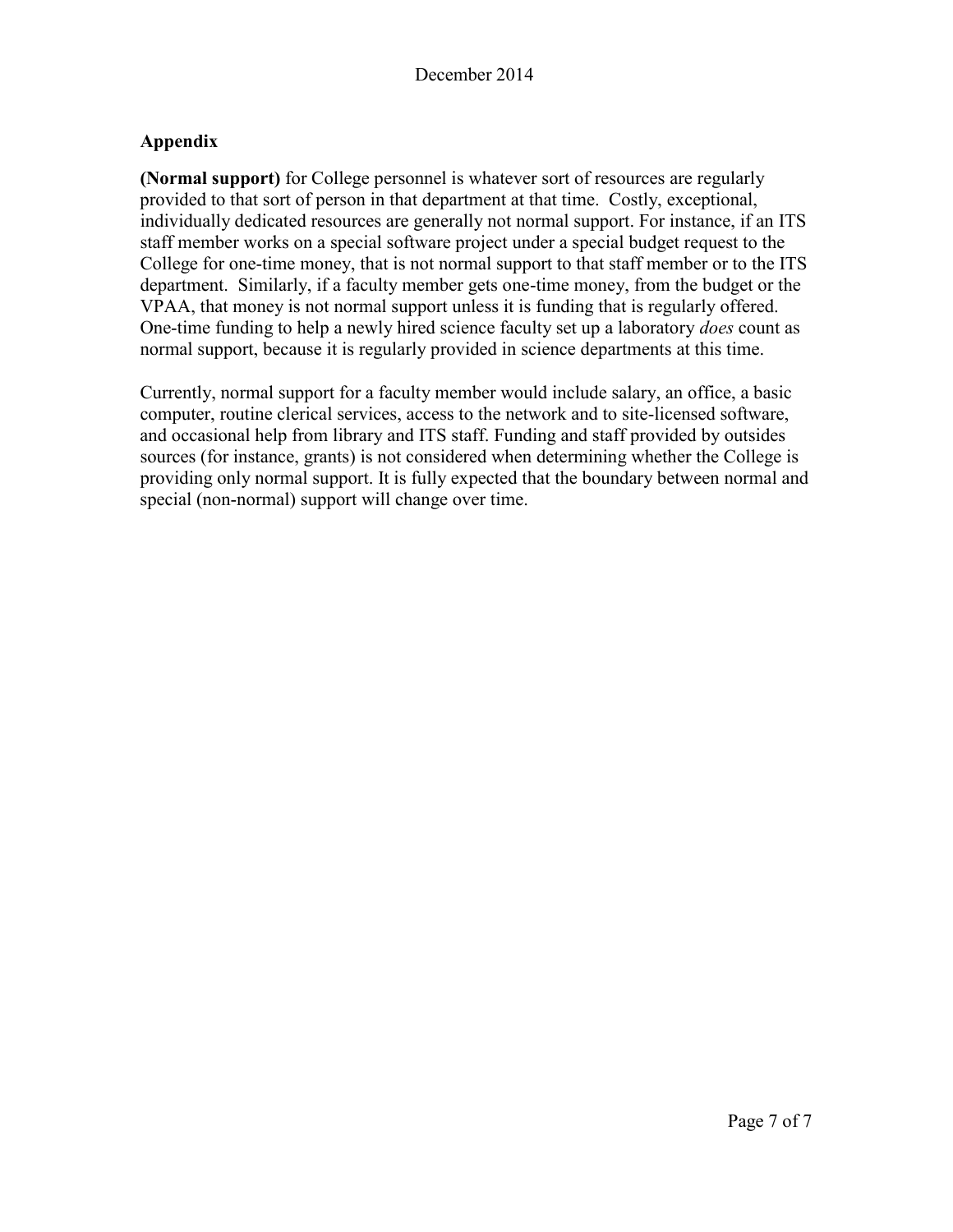## Appendix

**(Normal support)** for College personnel is whatever sort of resources are regularly provided to that sort of person in that department at that time. Costly, exceptional, individually dedicated resources are generally not normal support. For instance, if an ITS staff member works on a special software project under a special budget request to the College for one-time money, that is not normal support to that staff member or to the ITS department. Similarly, if a faculty member gets one-time money, from the budget or the VPAA, that money is not normal support unless it is funding that is regularly offered. One-time funding to help a newly hired science faculty set up a laboratory *does* count as normal support, because it is regularly provided in science departments at this time.

Currently, normal support for a faculty member would include salary, an office, a basic computer, routine clerical services, access to the network and to site-licensed software, and occasional help from library and ITS staff. Funding and staff provided by outsides sources (for instance, grants) is not considered when determining whether the College is providing only normal support. It is fully expected that the boundary between normal and special (non-normal) support will change over time.